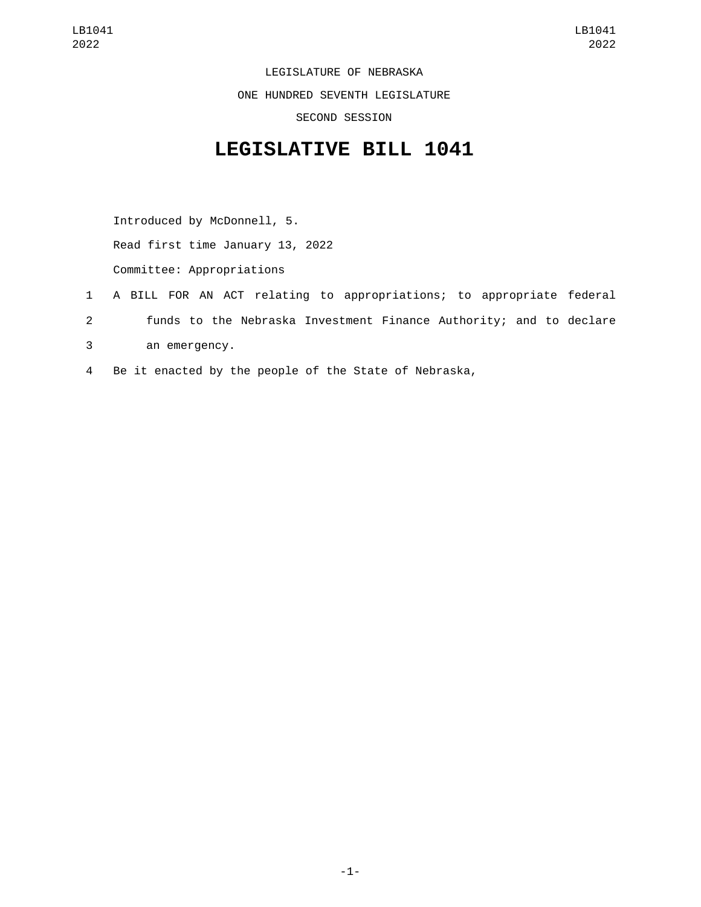LEGISLATURE OF NEBRASKA

ONE HUNDRED SEVENTH LEGISLATURE

SECOND SESSION

# LEGISLATIVE BILL 1041

Introduced by McDonnell, 5.

Read first time January 13, 2022

Committee: Appropriations

1 A BILL FOR AN ACT relating to appropriations; to appropriate federal
2 funds to the Nebraska Investment Finance Authority; and to declare
3 an emergency.

4 Be it enacted by the people of the State of Nebraska,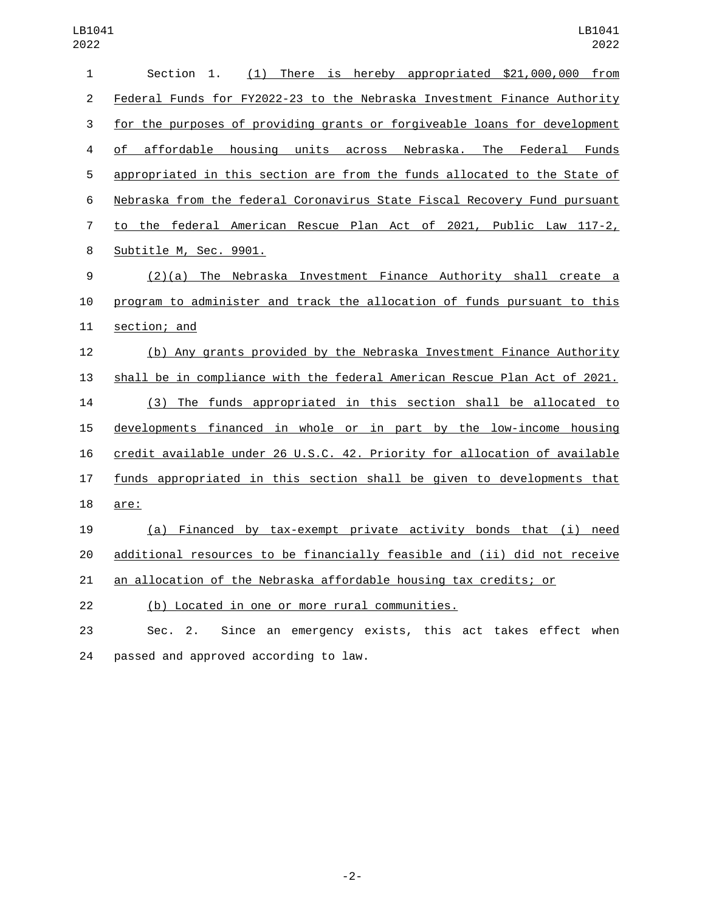Section 1. (1) There is hereby appropriated $21,000,000 from Federal Funds for FY2022-23 to the Nebraska Investment Finance Authority for the purposes of providing grants or forgiveable loans for development of affordable housing units across Nebraska. The Federal Funds appropriated in this section are from the funds allocated to the State of Nebraska from the federal Coronavirus State Fiscal Recovery Fund pursuant to the federal American Rescue Plan Act of 2021, Public Law 117-2, Subtitle M, Sec. 9901.

(2)(a) The Nebraska Investment Finance Authority shall create a program to administer and track the allocation of funds pursuant to this section; and

(b) Any grants provided by the Nebraska Investment Finance Authority shall be in compliance with the federal American Rescue Plan Act of 2021.

(3) The funds appropriated in this section shall be allocated to developments financed in whole or in part by the low-income housing credit available under 26 U.S.C. 42. Priority for allocation of available funds appropriated in this section shall be given to developments that are:

(a) Financed by tax-exempt private activity bonds that (i) need additional resources to be financially feasible and (ii) did not receive an allocation of the Nebraska affordable housing tax credits; or

(b) Located in one or more rural communities.

Sec. 2. Since an emergency exists, this act takes effect when passed and approved according to law.